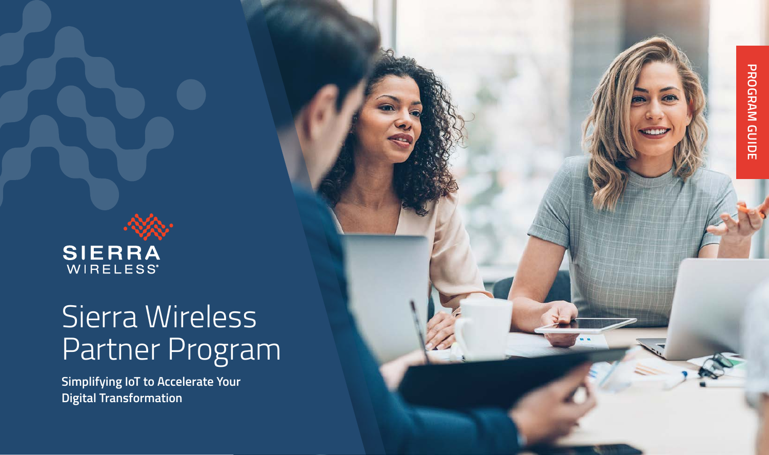PROGRAM GUIDE

SIERRA WIRELESS

# Sierra Wireless Partner Program

**Simplifying IoT to Accelerate Your Digital Transformation**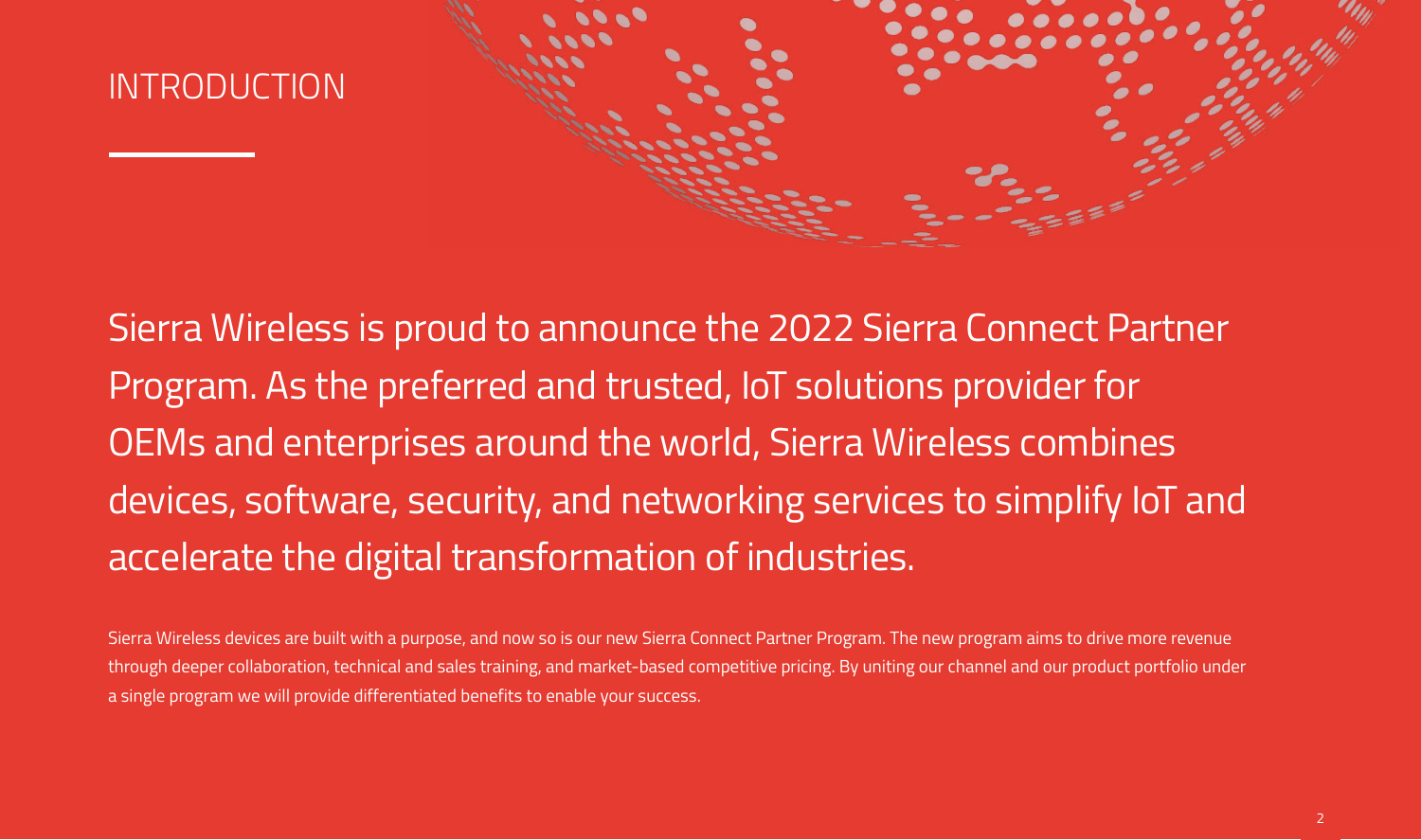# INTRODUCTION

Sierra Wireless is proud to announce the 2022 Sierra Connect Partner Program. As the preferred and trusted, IoT solutions provider for OEMs and enterprises around the world, Sierra Wireless combines devices, software, security, and networking services to simplify IoT and accelerate the digital transformation of industries.

Sierra Wireless devices are built with a purpose, and now so is our new Sierra Connect Partner Program. The new program aims to drive more revenue through deeper collaboration, technical and sales training, and market-based competitive pricing. By uniting our channel and our product portfolio under a single program we will provide differentiated benefits to enable your success.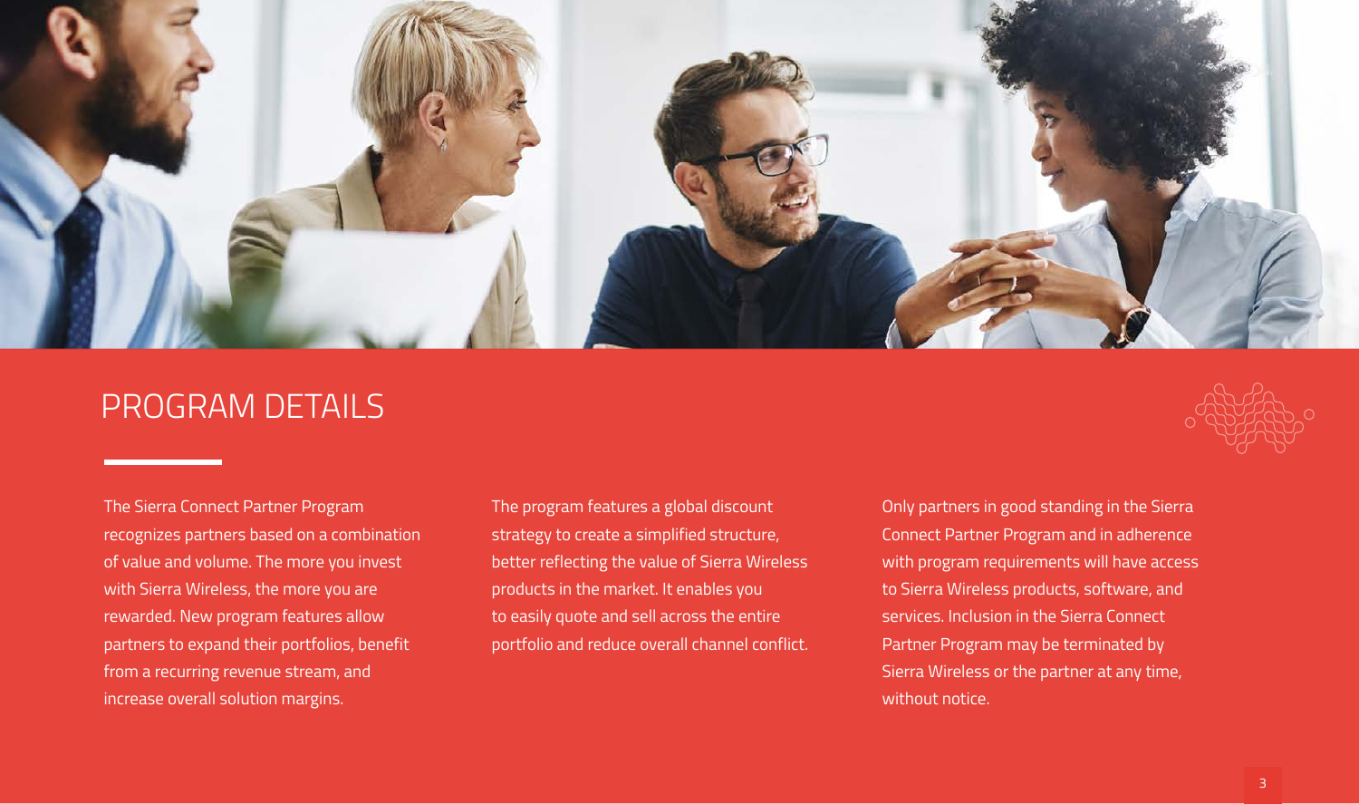# PROGRAM DETAILS

The Sierra Connect Partner Program recognizes partners based on a combination of value and volume. The more you invest with Sierra Wireless, the more you are rewarded. New program features allow partners to expand their portfolios, benefit from a recurring revenue stream, and increase overall solution margins.

The program features a global discount strategy to create a simplified structure, better reflecting the value of Sierra Wireless products in the market. It enables you to easily quote and sell across the entire portfolio and reduce overall channel conflict.

Only partners in good standing in the Sierra Connect Partner Program and in adherence with program requirements will have access to Sierra Wireless products, software, and services. Inclusion in the Sierra Connect Partner Program may be terminated by Sierra Wireless or the partner at any time, without notice.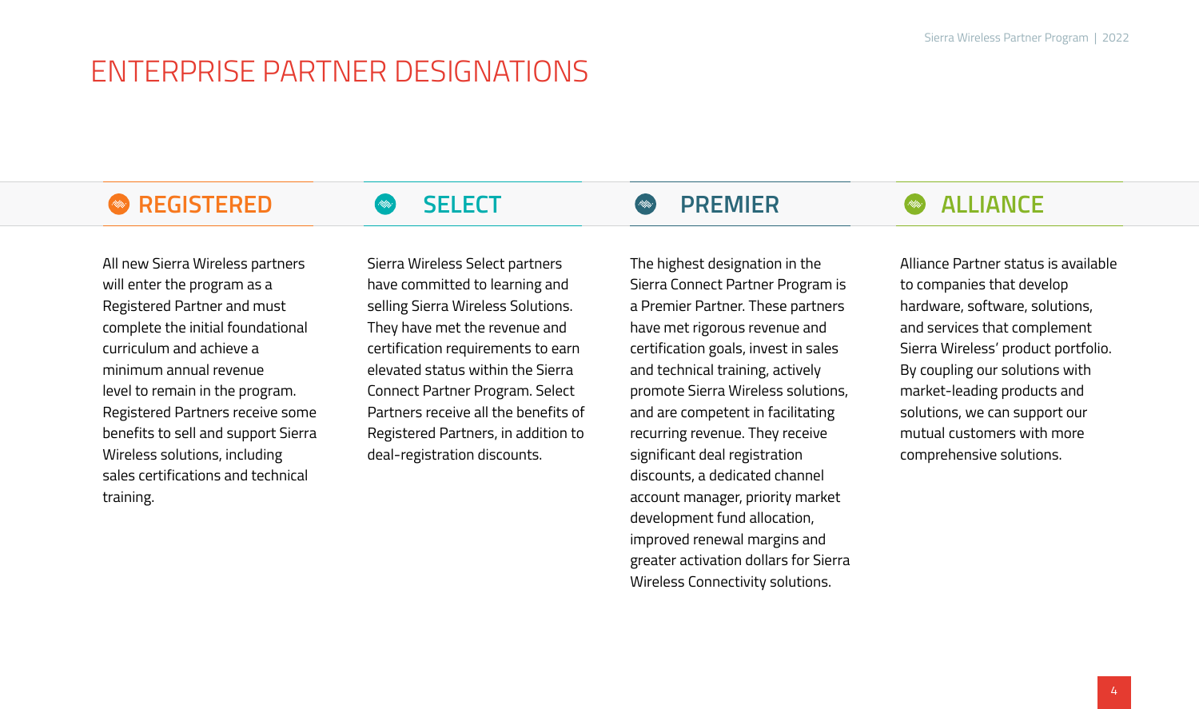# ENTERPRISE PARTNER DESIGNATIONS

## REGISTERED

All new Sierra Wireless partners will enter the program as a Registered Partner and must complete the initial foundational curriculum and achieve a minimum annual revenue level to remain in the program. Registered Partners receive some benefits to sell and support Sierra Wireless solutions, including sales certifications and technical training.

## SELECT

Sierra Wireless Select partners have committed to learning and selling Sierra Wireless Solutions. They have met the revenue and certification requirements to earn elevated status within the Sierra Connect Partner Program. Select Partners receive all the benefits of Registered Partners, in addition to deal-registration discounts.

## PREMIER

The highest designation in the Sierra Connect Partner Program is a Premier Partner. These partners have met rigorous revenue and certification goals, invest in sales and technical training, actively promote Sierra Wireless solutions, and are competent in facilitating recurring revenue. They receive significant deal registration discounts, a dedicated channel account manager, priority market development fund allocation, improved renewal margins and greater activation dollars for Sierra Wireless Connectivity solutions.

## ALLIANCE

Alliance Partner status is available to companies that develop hardware, software, solutions, and services that complement Sierra Wireless' product portfolio. By coupling our solutions with market-leading products and solutions, we can support our mutual customers with more comprehensive solutions.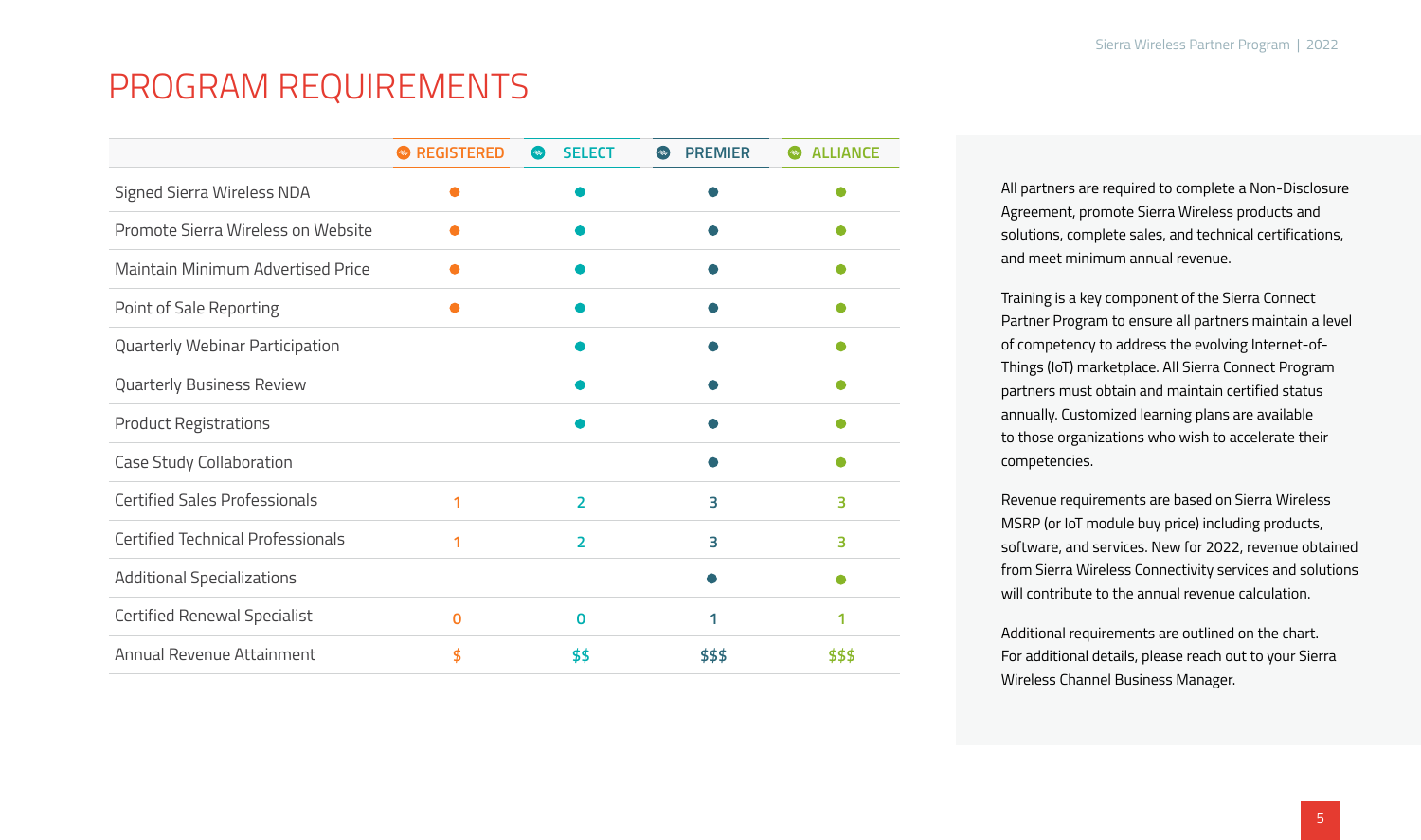# PROGRAM REQUIREMENTS

| | REGISTERED | SELECT | PREMIER | ALLIANCE |
|---|---|---|---|---|
| Signed Sierra Wireless NDA | ● | ● | ● | ● |
| Promote Sierra Wireless on Website | ● | ● | ● | ● |
| Maintain Minimum Advertised Price | ● | ● | ● | ● |
| Point of Sale Reporting | ● | ● | ● | ● |
| Quarterly Webinar Participation | | ● | ● | ● |
| Quarterly Business Review | | ● | ● | ● |
| Product Registrations | | ● | ● | ● |
| Case Study Collaboration | | | ● | ● |
| Certified Sales Professionals | 1 | 2 | 3 | 3 |
| Certified Technical Professionals | 1 | 2 | 3 | 3 |
| Additional Specializations | | | ● | ● |
| Certified Renewal Specialist | 0 | 0 | 1 | 1 |
| Annual Revenue Attainment | $ | $$ | $$$ | $$$ |

All partners are required to complete a Non-Disclosure Agreement, promote Sierra Wireless products and solutions, complete sales, and technical certifications, and meet minimum annual revenue.

Training is a key component of the Sierra Connect Partner Program to ensure all partners maintain a level of competency to address the evolving Internet-of-Things (IoT) marketplace. All Sierra Connect Program partners must obtain and maintain certified status annually. Customized learning plans are available to those organizations who wish to accelerate their competencies.

Revenue requirements are based on Sierra Wireless MSRP (or IoT module buy price) including products, software, and services. New for 2022, revenue obtained from Sierra Wireless Connectivity services and solutions will contribute to the annual revenue calculation.

Additional requirements are outlined on the chart. For additional details, please reach out to your Sierra Wireless Channel Business Manager.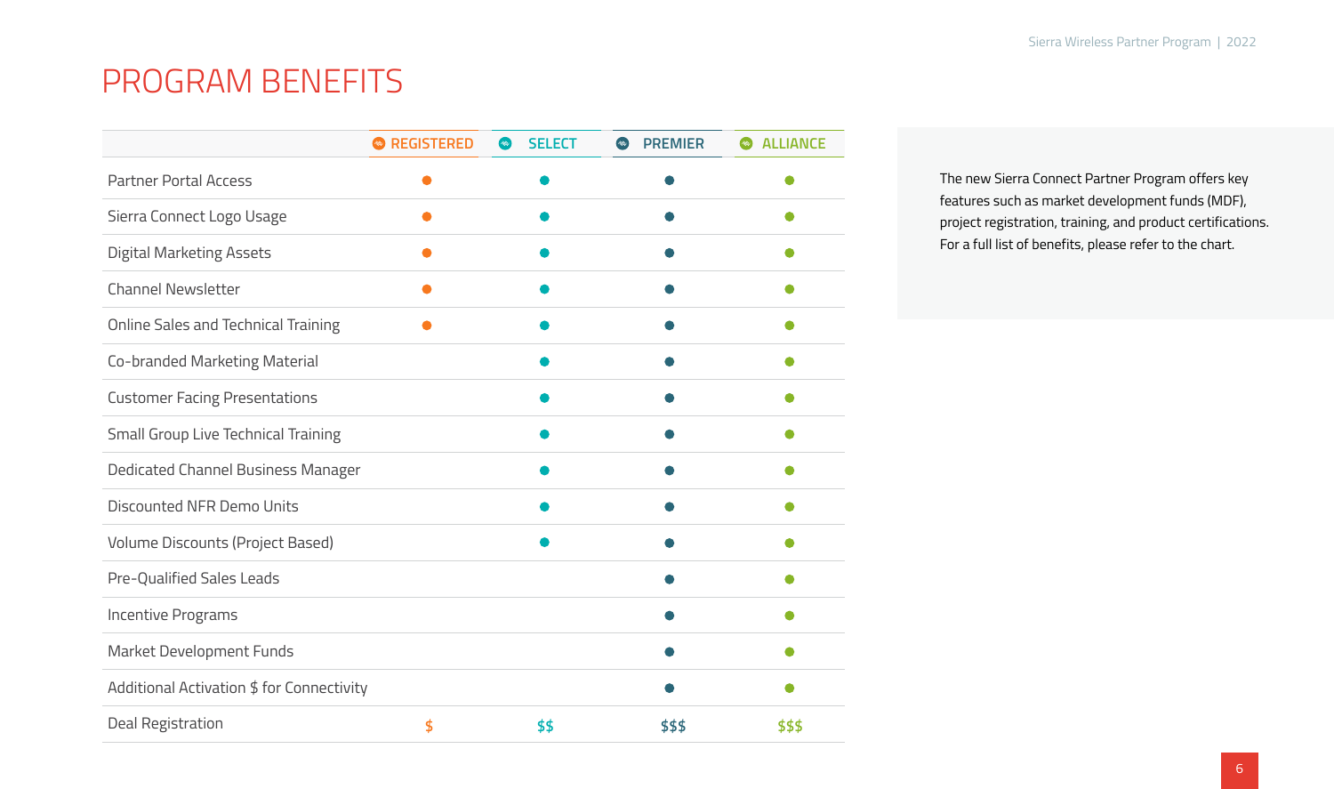# PROGRAM BENEFITS

| | REGISTERED | SELECT | PREMIER | ALLIANCE |
|---|---|---|---|---|
| Partner Portal Access | ● | ● | ● | ● |
| Sierra Connect Logo Usage | ● | ● | ● | ● |
| Digital Marketing Assets | ● | ● | ● | ● |
| Channel Newsletter | ● | ● | ● | ● |
| Online Sales and Technical Training | ● | ● | ● | ● |
| Co-branded Marketing Material | | ● | ● | ● |
| Customer Facing Presentations | | ● | ● | ● |
| Small Group Live Technical Training | | ● | ● | ● |
| Dedicated Channel Business Manager | | ● | ● | ● |
| Discounted NFR Demo Units | | ● | ● | ● |
| Volume Discounts (Project Based) | | ● | ● | ● |
| Pre-Qualified Sales Leads | | | ● | ● |
| Incentive Programs | | | ● | ● |
| Market Development Funds | | | ● | ● |
| Additional Activation $ for Connectivity | | | ● | ● |
| Deal Registration | $ | $$ | $$$ | $$$ |

The new Sierra Connect Partner Program offers key features such as market development funds (MDF), project registration, training, and product certifications. For a full list of benefits, please refer to the chart.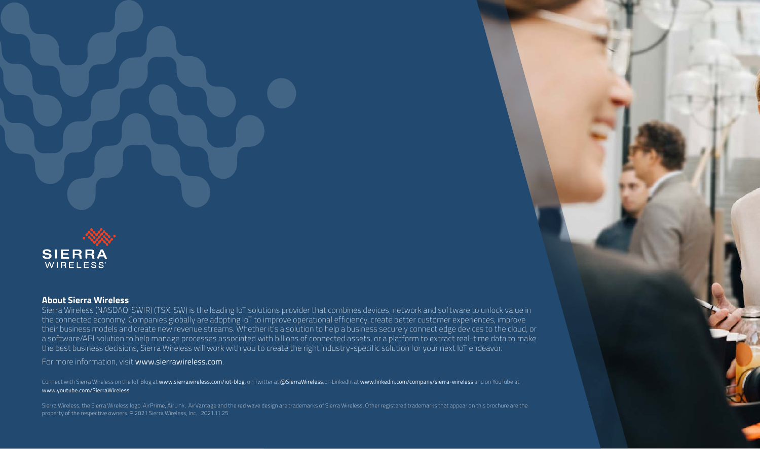SIERRA WIRELESS®

## About Sierra Wireless

Sierra Wireless (NASDAQ: SWIR) (TSX: SW) is the leading IoT solutions provider that combines devices, network and software to unlock value in the connected economy. Companies globally are adopting IoT to improve operational efficiency, create better customer experiences, improve their business models and create new revenue streams. Whether it's a solution to help a business securely connect edge devices to the cloud, or a software/API solution to help manage processes associated with billions of connected assets, or a platform to extract real-time data to make the best business decisions, Sierra Wireless will work with you to create the right industry-specific solution for your next IoT endeavor.

For more information, visit www.sierrawireless.com.

Connect with Sierra Wireless on the IoT Blog at www.sierrawireless.com/iot-blog, on Twitter at @SierraWireless, on LinkedIn at www.linkedin.com/company/sierra-wireless and on YouTube at www.youtube.com/SierraWireless

Sierra Wireless, the Sierra Wireless logo, AirPrime, AirLink, AirVantage and the red wave design are trademarks of Sierra Wireless. Other registered trademarks that appear on this brochure are the property of the respective owners. © 2021 Sierra Wireless, Inc. 2021.11.25